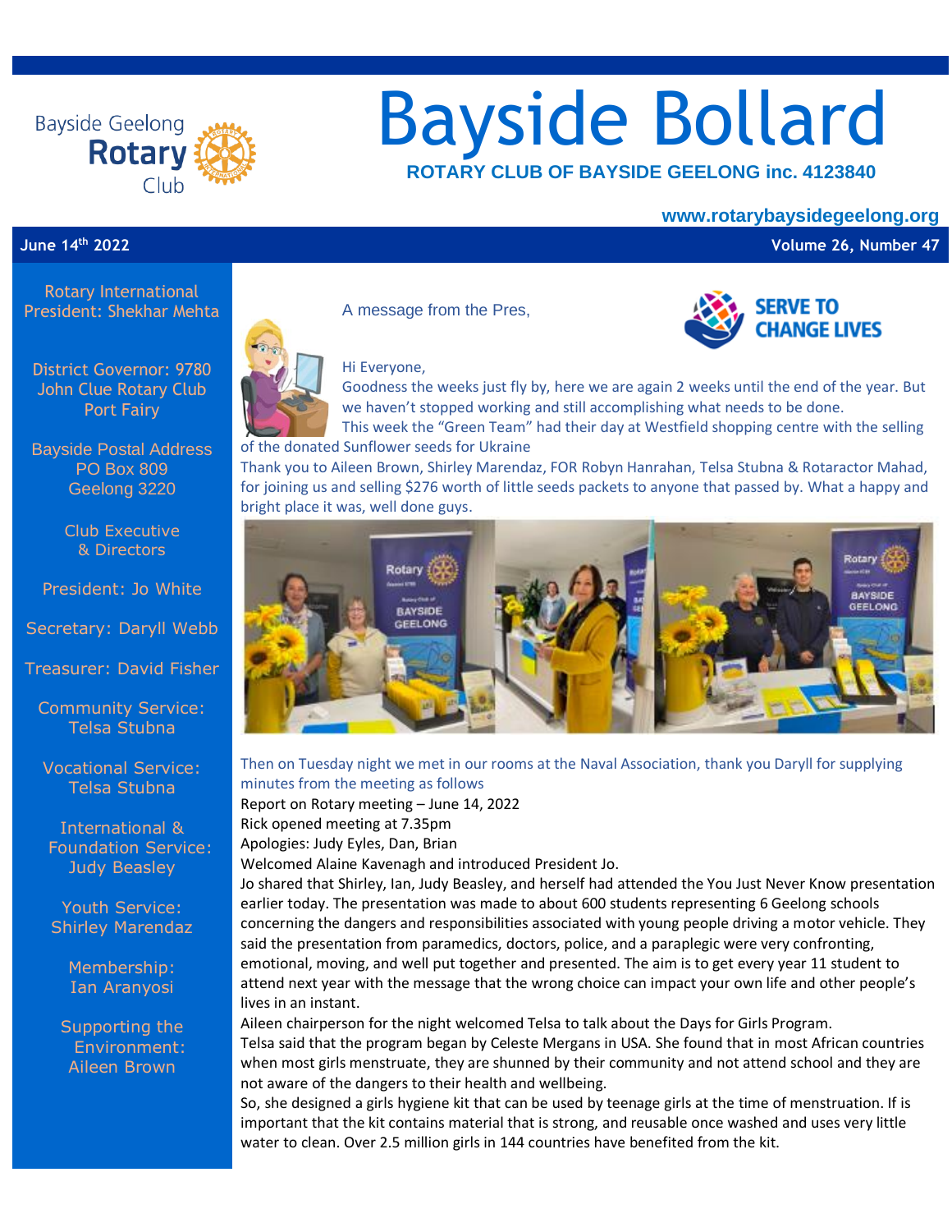# Bayside Bollard

**ROTARY CLUB OF BAYSIDE GEELONG inc. 4123840**

**www.rotarybaysidegeelong.org**

**June 14th 2022** | **Volume 26, Number 47**

Rotary International President: Shekhar Mehta

District Governor: 9780 John Clue Rotary Club Port Fairy

Bayside Postal Address
PO Box 809
Geelong 3220

Club Executive & Directors

President: Jo White

Secretary: Daryll Webb

Treasurer: David Fisher

Community Service: Telsa Stubna

Vocational Service: Telsa Stubna

International & Foundation Service: Judy Beasley

Youth Service: Shirley Marendaz

Membership: Ian Aranyosi

Supporting the Environment: Aileen Brown

---

A message from the Pres,

SERVE TO CHANGE LIVES

Hi Everyone,

Goodness the weeks just fly by, here we are again 2 weeks until the end of the year. But we haven't stopped working and still accomplishing what needs to be done.

This week the "Green Team" had their day at Westfield shopping centre with the selling of the donated Sunflower seeds for Ukraine

Thank you to Aileen Brown, Shirley Marendaz, FOR Robyn Hanrahan, Telsa Stubna & Rotaractor Mahad, for joining us and selling $276 worth of little seeds packets to anyone that passed by. What a happy and bright place it was, well done guys.

Then on Tuesday night we met in our rooms at the Naval Association, thank you Daryll for supplying minutes from the meeting as follows

Report on Rotary meeting – June 14, 2022

Rick opened meeting at 7.35pm

Apologies: Judy Eyles, Dan, Brian

Welcomed Alaine Kavenagh and introduced President Jo.

Jo shared that Shirley, Ian, Judy Beasley, and herself had attended the You Just Never Know presentation earlier today. The presentation was made to about 600 students representing 6 Geelong schools concerning the dangers and responsibilities associated with young people driving a motor vehicle. They said the presentation from paramedics, doctors, police, and a paraplegic were very confronting, emotional, moving, and well put together and presented. The aim is to get every year 11 student to attend next year with the message that the wrong choice can impact your own life and other people's lives in an instant.

Aileen chairperson for the night welcomed Telsa to talk about the Days for Girls Program.

Telsa said that the program began by Celeste Mergans in USA. She found that in most African countries when most girls menstruate, they are shunned by their community and not attend school and they are not aware of the dangers to their health and wellbeing.

So, she designed a girls hygiene kit that can be used by teenage girls at the time of menstruation. If is important that the kit contains material that is strong, and reusable once washed and uses very little water to clean. Over 2.5 million girls in 144 countries have benefited from the kit.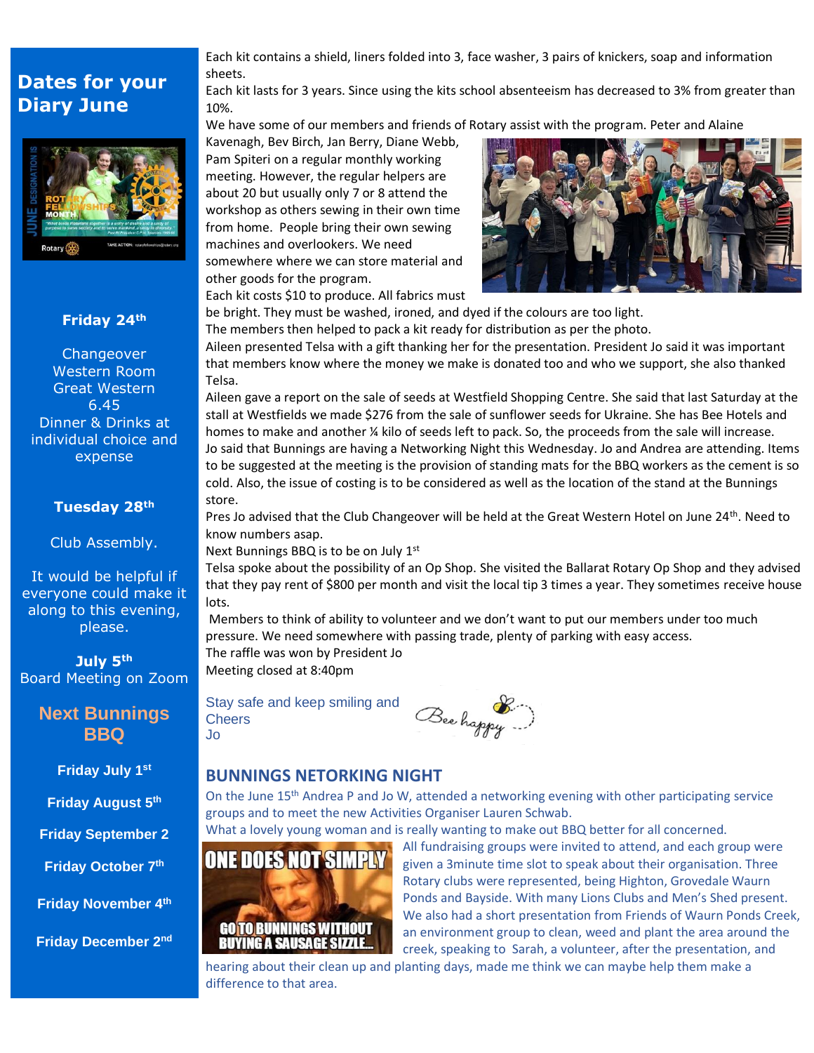## Dates for your Diary June

**Friday 24th**

Changeover
Western Room
Great Western
6.45
Dinner & Drinks at individual choice and expense

**Tuesday 28th**

Club Assembly.

It would be helpful if everyone could make it along to this evening, please.

**July 5th**
Board Meeting on Zoom

### Next Bunnings BBQ

**Friday July 1st**

**Friday August 5th**

**Friday September 2**

**Friday October 7th**

**Friday November 4th**

**Friday December 2nd**

---

Each kit contains a shield, liners folded into 3, face washer, 3 pairs of knickers, soap and information sheets.

Each kit lasts for 3 years. Since using the kits school absenteeism has decreased to 3% from greater than 10%.

We have some of our members and friends of Rotary assist with the program. Peter and Alaine Kavenagh, Bev Birch, Jan Berry, Diane Webb, Pam Spiteri on a regular monthly working meeting. However, the regular helpers are about 20 but usually only 7 or 8 attend the workshop as others sewing in their own time from home. People bring their own sewing machines and overlookers. We need somewhere where we can store material and other goods for the program.

Each kit costs $10 to produce. All fabrics must be bright. They must be washed, ironed, and dyed if the colours are too light.

The members then helped to pack a kit ready for distribution as per the photo.

Aileen presented Telsa with a gift thanking her for the presentation. President Jo said it was important that members know where the money we make is donated too and who we support, she also thanked Telsa.

Aileen gave a report on the sale of seeds at Westfield Shopping Centre. She said that last Saturday at the stall at Westfields we made $276 from the sale of sunflower seeds for Ukraine. She has Bee Hotels and homes to make and another ¼ kilo of seeds left to pack. So, the proceeds from the sale will increase.

Jo said that Bunnings are having a Networking Night this Wednesday. Jo and Andrea are attending. Items to be suggested at the meeting is the provision of standing mats for the BBQ workers as the cement is so cold. Also, the issue of costing is to be considered as well as the location of the stand at the Bunnings store.

Pres Jo advised that the Club Changeover will be held at the Great Western Hotel on June 24th. Need to know numbers asap.

Next Bunnings BBQ is to be on July 1st

Telsa spoke about the possibility of an Op Shop. She visited the Ballarat Rotary Op Shop and they advised that they pay rent of $800 per month and visit the local tip 3 times a year. They sometimes receive house lots.

Members to think of ability to volunteer and we don't want to put our members under too much pressure. We need somewhere with passing trade, plenty of parking with easy access.

The raffle was won by President Jo

Meeting closed at 8:40pm

Stay safe and keep smiling and
Cheers
Jo

Bee happy

## BUNNINGS NETORKING NIGHT

On the June 15th Andrea P and Jo W, attended a networking evening with other participating service groups and to meet the new Activities Organiser Lauren Schwab.

What a lovely young woman and is really wanting to make out BBQ better for all concerned.

All fundraising groups were invited to attend, and each group were given a 3minute time slot to speak about their organisation. Three Rotary clubs were represented, being Highton, Grovedale Waurn Ponds and Bayside. With many Lions Clubs and Men's Shed present. We also had a short presentation from Friends of Waurn Ponds Creek, an environment group to clean, weed and plant the area around the creek, speaking to Sarah, a volunteer, after the presentation, and hearing about their clean up and planting days, made me think we can maybe help them make a difference to that area.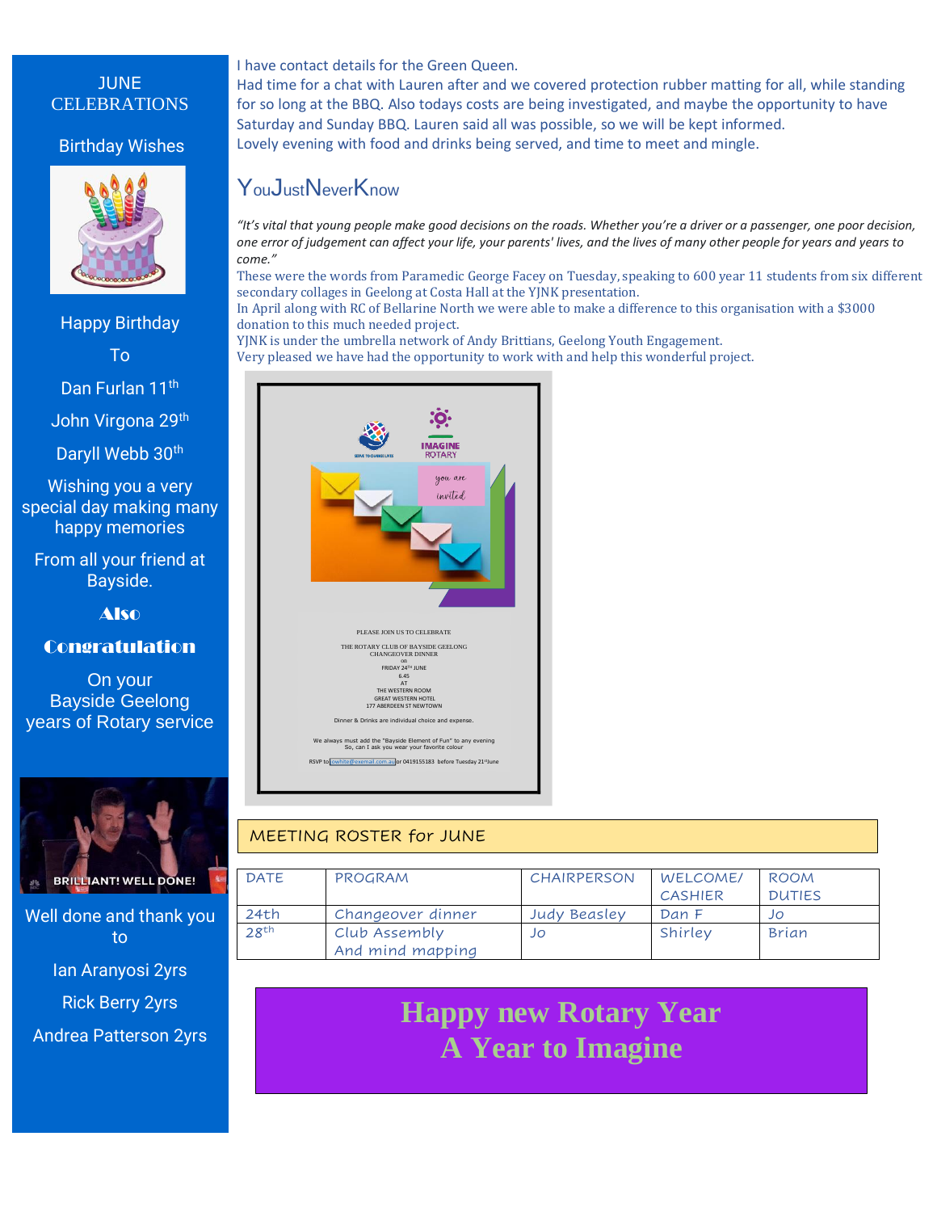## JUNE CELEBRATIONS

Birthday Wishes

Happy Birthday

To

Dan Furlan 11th

John Virgona 29th

Daryll Webb 30th

Wishing you a very special day making many happy memories

From all your friend at Bayside.

**Also**

**Congratulation**

On your Bayside Geelong years of Rotary service

BRILLIANT! WELL DONE!

Well done and thank you to

Ian Aranyosi 2yrs

Rick Berry 2yrs

Andrea Patterson 2yrs

I have contact details for the Green Queen.

Had time for a chat with Lauren after and we covered protection rubber matting for all, while standing for so long at the BBQ. Also todays costs are being investigated, and maybe the opportunity to have Saturday and Sunday BBQ. Lauren said all was possible, so we will be kept informed.

Lovely evening with food and drinks being served, and time to meet and mingle.

## YouJustNeverKnow

*"It's vital that young people make good decisions on the roads. Whether you're a driver or a passenger, one poor decision, one error of judgement can affect your life, your parents' lives, and the lives of many other people for years and years to come."*

These were the words from Paramedic George Facey on Tuesday, speaking to 600 year 11 students from six different secondary collages in Geelong at Costa Hall at the YJNK presentation.

In April along with RC of Bellarine North we were able to make a difference to this organisation with a $3000 donation to this much needed project.

YJNK is under the umbrella network of Andy Brittians, Geelong Youth Engagement.

Very pleased we have had the opportunity to work with and help this wonderful project.

SERVE TO CHANGE LIVES

IMAGINE ROTARY

you are invited

PLEASE JOIN US TO CELEBRATE

THE ROTARY CLUB OF BAYSIDE GEELONG
CHANGEOVER DINNER
on
FRIDAY 24TH JUNE
6.45
AT
THE WESTERN ROOM
GREAT WESTERN HOTEL
177 ABERDEEN ST NEWTOWN

Dinner & Drinks are individual choice and expense.

We always must add the "Bayside Element of Fun" to any evening
So, can I ask you wear your favorite colour

RSVP to owhite@exemail.com.au or 0419155183 before Tuesday 21st June

### MEETING ROSTER for JUNE

| DATE | PROGRAM | CHAIRPERSON | WELCOME/ CASHIER | ROOM DUTIES |
|---|---|---|---|---|
| 24th | Changeover dinner | Judy Beasley | Dan F | Jo |
| 28th | Club Assembly And mind mapping | Jo | Shirley | Brian |

**Happy new Rotary Year**
**A Year to Imagine**